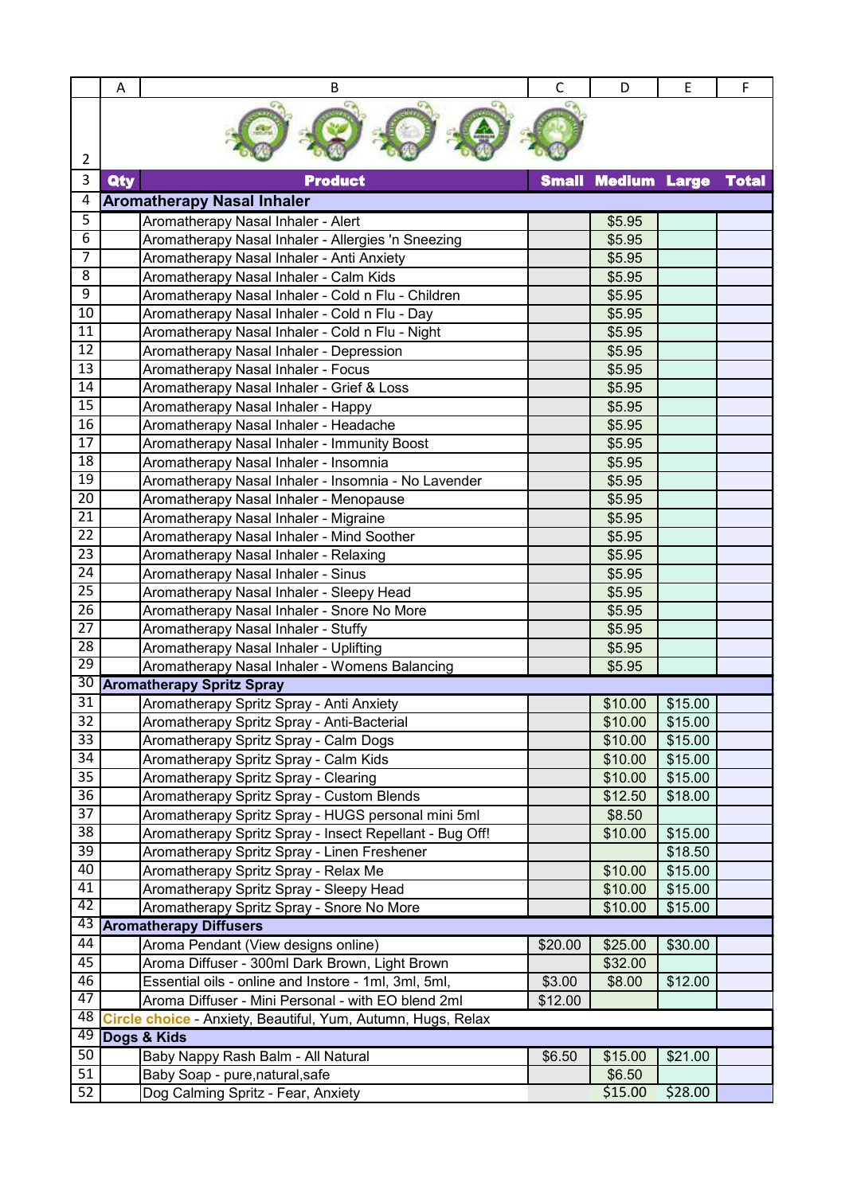| Qty | Product | Small | Medium | Large | Total |
|---|---|---|---|---|---|
| **Aromatherapy Nasal Inhaler** | | | | | |
| | Aromatherapy Nasal Inhaler - Alert | | $5.95 | | |
| | Aromatherapy Nasal Inhaler - Allergies 'n Sneezing | | $5.95 | | |
| | Aromatherapy Nasal Inhaler - Anti Anxiety | | $5.95 | | |
| | Aromatherapy Nasal Inhaler - Calm Kids | | $5.95 | | |
| | Aromatherapy Nasal Inhaler - Cold n Flu - Children | | $5.95 | | |
| | Aromatherapy Nasal Inhaler - Cold n Flu - Day | | $5.95 | | |
| | Aromatherapy Nasal Inhaler - Cold n Flu - Night | | $5.95 | | |
| | Aromatherapy Nasal Inhaler - Depression | | $5.95 | | |
| | Aromatherapy Nasal Inhaler - Focus | | $5.95 | | |
| | Aromatherapy Nasal Inhaler - Grief & Loss | | $5.95 | | |
| | Aromatherapy Nasal Inhaler - Happy | | $5.95 | | |
| | Aromatherapy Nasal Inhaler - Headache | | $5.95 | | |
| | Aromatherapy Nasal Inhaler - Immunity Boost | | $5.95 | | |
| | Aromatherapy Nasal Inhaler - Insomnia | | $5.95 | | |
| | Aromatherapy Nasal Inhaler - Insomnia - No Lavender | | $5.95 | | |
| | Aromatherapy Nasal Inhaler - Menopause | | $5.95 | | |
| | Aromatherapy Nasal Inhaler - Migraine | | $5.95 | | |
| | Aromatherapy Nasal Inhaler - Mind Soother | | $5.95 | | |
| | Aromatherapy Nasal Inhaler - Relaxing | | $5.95 | | |
| | Aromatherapy Nasal Inhaler - Sinus | | $5.95 | | |
| | Aromatherapy Nasal Inhaler - Sleepy Head | | $5.95 | | |
| | Aromatherapy Nasal Inhaler - Snore No More | | $5.95 | | |
| | Aromatherapy Nasal Inhaler - Stuffy | | $5.95 | | |
| | Aromatherapy Nasal Inhaler - Uplifting | | $5.95 | | |
| | Aromatherapy Nasal Inhaler - Womens Balancing | | $5.95 | | |
| **Aromatherapy Spritz Spray** | | | | | |
| | Aromatherapy Spritz Spray - Anti Anxiety | | $10.00 | $15.00 | |
| | Aromatherapy Spritz Spray - Anti-Bacterial | | $10.00 | $15.00 | |
| | Aromatherapy Spritz Spray - Calm Dogs | | $10.00 | $15.00 | |
| | Aromatherapy Spritz Spray - Calm Kids | | $10.00 | $15.00 | |
| | Aromatherapy Spritz Spray - Clearing | | $10.00 | $15.00 | |
| | Aromatherapy Spritz Spray - Custom Blends | | $12.50 | $18.00 | |
| | Aromatherapy Spritz Spray - HUGS personal mini 5ml | | $8.50 | | |
| | Aromatherapy Spritz Spray - Insect Repellant - Bug Off! | | $10.00 | $15.00 | |
| | Aromatherapy Spritz Spray - Linen Freshener | | | $18.50 | |
| | Aromatherapy Spritz Spray - Relax Me | | $10.00 | $15.00 | |
| | Aromatherapy Spritz Spray - Sleepy Head | | $10.00 | $15.00 | |
| | Aromatherapy Spritz Spray - Snore No More | | $10.00 | $15.00 | |
| **Aromatherapy Diffusers** | | | | | |
| | Aroma Pendant (View designs online) | $20.00 | $25.00 | $30.00 | |
| | Aroma Diffuser - 300ml Dark Brown, Light Brown | | $32.00 | | |
| | Essential oils - online and Instore - 1ml, 3ml, 5ml, | $3.00 | $8.00 | $12.00 | |
| | Aroma Diffuser - Mini Personal - with EO blend 2ml | $12.00 | | | |
| Circle choice - Anxiety, Beautiful, Yum, Autumn, Hugs, Relax | | | | | |
| **Dogs & Kids** | | | | | |
| | Baby Nappy Rash Balm - All Natural | $6.50 | $15.00 | $21.00 | |
| | Baby Soap - pure,natural,safe | | $6.50 | | |
| | Dog Calming Spritz - Fear, Anxiety | | $15.00 | $28.00 | |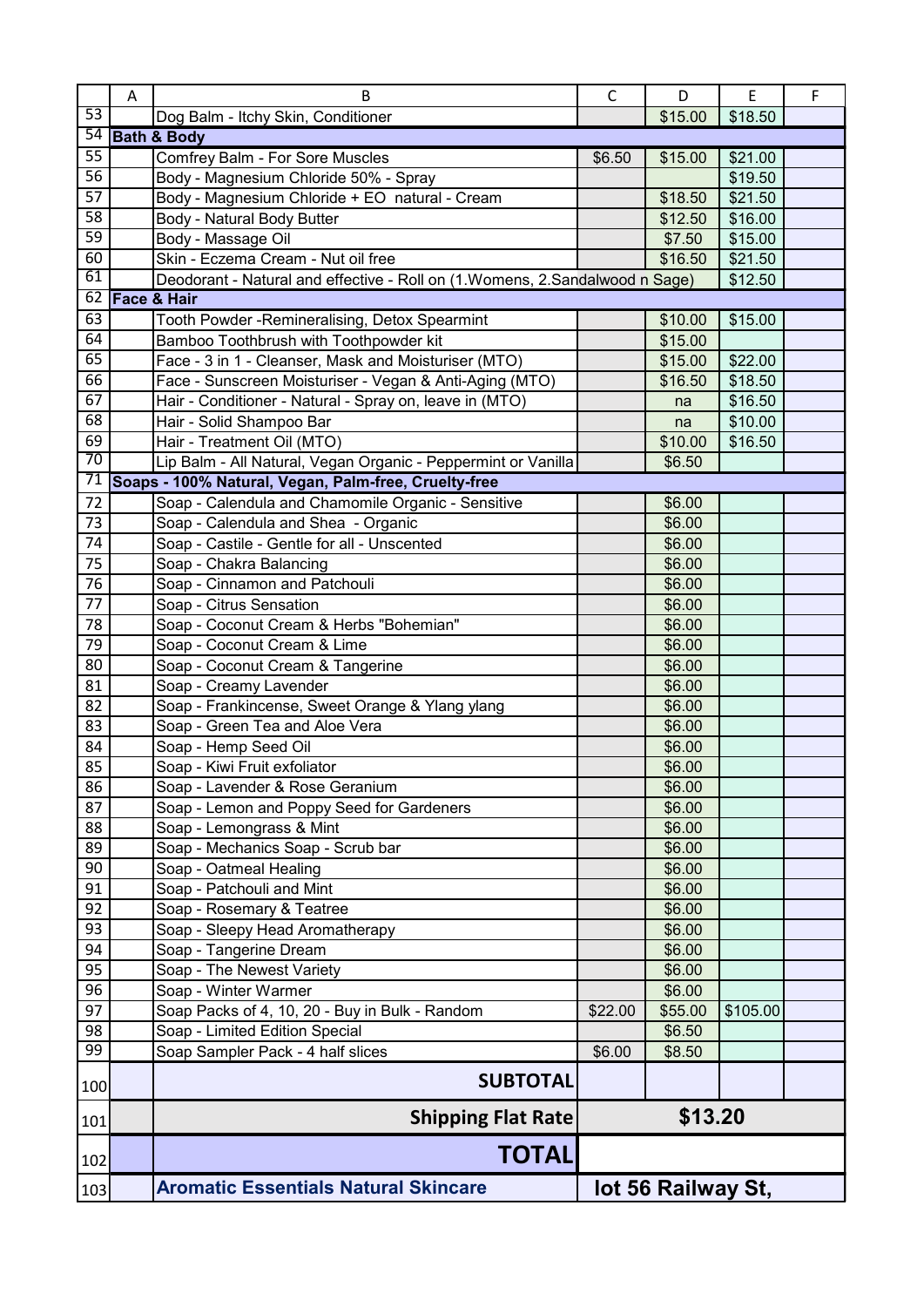| | A | B | C | D | E | F |
|---|---|---|---|---|---|---|
| 53 | | Dog Balm - Itchy Skin, Conditioner | | $15.00 | $18.50 | |
| 54 | **Bath & Body** | | | | | |
| 55 | | Comfrey Balm - For Sore Muscles | $6.50 | $15.00 | $21.00 | |
| 56 | | Body - Magnesium Chloride 50% - Spray | | | $19.50 | |
| 57 | | Body - Magnesium Chloride + EO natural - Cream | | $18.50 | $21.50 | |
| 58 | | Body - Natural Body Butter | | $12.50 | $16.00 | |
| 59 | | Body - Massage Oil | | $7.50 | $15.00 | |
| 60 | | Skin - Eczema Cream - Nut oil free | | $16.50 | $21.50 | |
| 61 | | Deodorant - Natural and effective - Roll on (1.Womens, 2.Sandalwood n Sage) | | | $12.50 | |
| 62 | **Face & Hair** | | | | | |
| 63 | | Tooth Powder -Remineralising, Detox Spearmint | | $10.00 | $15.00 | |
| 64 | | Bamboo Toothbrush with Toothpowder kit | | $15.00 | | |
| 65 | | Face - 3 in 1 - Cleanser, Mask and Moisturiser (MTO) | | $15.00 | $22.00 | |
| 66 | | Face - Sunscreen Moisturiser - Vegan & Anti-Aging (MTO) | | $16.50 | $18.50 | |
| 67 | | Hair - Conditioner - Natural - Spray on, leave in (MTO) | | na | $16.50 | |
| 68 | | Hair - Solid Shampoo Bar | | na | $10.00 | |
| 69 | | Hair - Treatment Oil (MTO) | | $10.00 | $16.50 | |
| 70 | | Lip Balm - All Natural, Vegan Organic - Peppermint or Vanilla | | $6.50 | | |
| 71 | **Soaps - 100% Natural, Vegan, Palm-free, Cruelty-free** | | | | | |
| 72 | | Soap - Calendula and Chamomile Organic - Sensitive | | $6.00 | | |
| 73 | | Soap - Calendula and Shea - Organic | | $6.00 | | |
| 74 | | Soap - Castile - Gentle for all - Unscented | | $6.00 | | |
| 75 | | Soap - Chakra Balancing | | $6.00 | | |
| 76 | | Soap - Cinnamon and Patchouli | | $6.00 | | |
| 77 | | Soap - Citrus Sensation | | $6.00 | | |
| 78 | | Soap - Coconut Cream & Herbs "Bohemian" | | $6.00 | | |
| 79 | | Soap - Coconut Cream & Lime | | $6.00 | | |
| 80 | | Soap - Coconut Cream & Tangerine | | $6.00 | | |
| 81 | | Soap - Creamy Lavender | | $6.00 | | |
| 82 | | Soap - Frankincense, Sweet Orange & Ylang ylang | | $6.00 | | |
| 83 | | Soap - Green Tea and Aloe Vera | | $6.00 | | |
| 84 | | Soap - Hemp Seed Oil | | $6.00 | | |
| 85 | | Soap - Kiwi Fruit exfoliator | | $6.00 | | |
| 86 | | Soap - Lavender & Rose Geranium | | $6.00 | | |
| 87 | | Soap - Lemon and Poppy Seed for Gardeners | | $6.00 | | |
| 88 | | Soap - Lemongrass & Mint | | $6.00 | | |
| 89 | | Soap - Mechanics Soap - Scrub bar | | $6.00 | | |
| 90 | | Soap - Oatmeal Healing | | $6.00 | | |
| 91 | | Soap - Patchouli and Mint | | $6.00 | | |
| 92 | | Soap - Rosemary & Teatree | | $6.00 | | |
| 93 | | Soap - Sleepy Head Aromatherapy | | $6.00 | | |
| 94 | | Soap - Tangerine Dream | | $6.00 | | |
| 95 | | Soap - The Newest Variety | | $6.00 | | |
| 96 | | Soap - Winter Warmer | | $6.00 | | |
| 97 | | Soap Packs of 4, 10, 20 - Buy in Bulk - Random | $22.00 | $55.00 | $105.00 | |
| 98 | | Soap - Limited Edition Special | | $6.50 | | |
| 99 | | Soap Sampler Pack - 4 half slices | $6.00 | $8.50 | | |
| 100 | | **SUBTOTAL** | | | | |
| 101 | | **Shipping Flat Rate** | **$13.20** | | | |
| 102 | | **TOTAL** | | | | |
| 103 | | **Aromatic Essentials Natural Skincare** | **lot 56 Railway St,** | | | |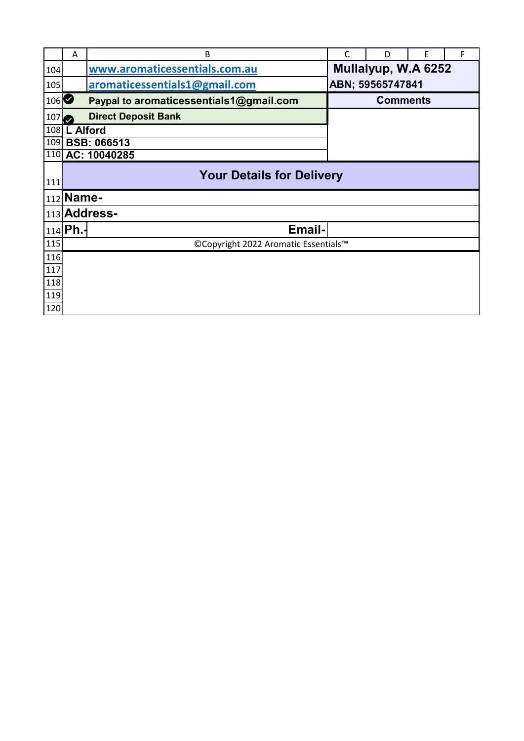| | |
|---|---|
| www.aromaticessentials.com.au | **Mullalyup, W.A 6252** |
| aromaticessentials1@gmail.com | **ABN; 59565747841** |
| ✔ **Paypal to aromaticessentials1@gmail.com** | **Comments** |
| ✔ **Direct Deposit Bank** | |
| **L Alford** | |
| **BSB: 066513** | |
| **AC: 10040285** | |

## Your Details for Delivery

**Name-**

**Address-**

**Ph.-** **Email-**

©Copyright 2022 Aromatic Essentials™